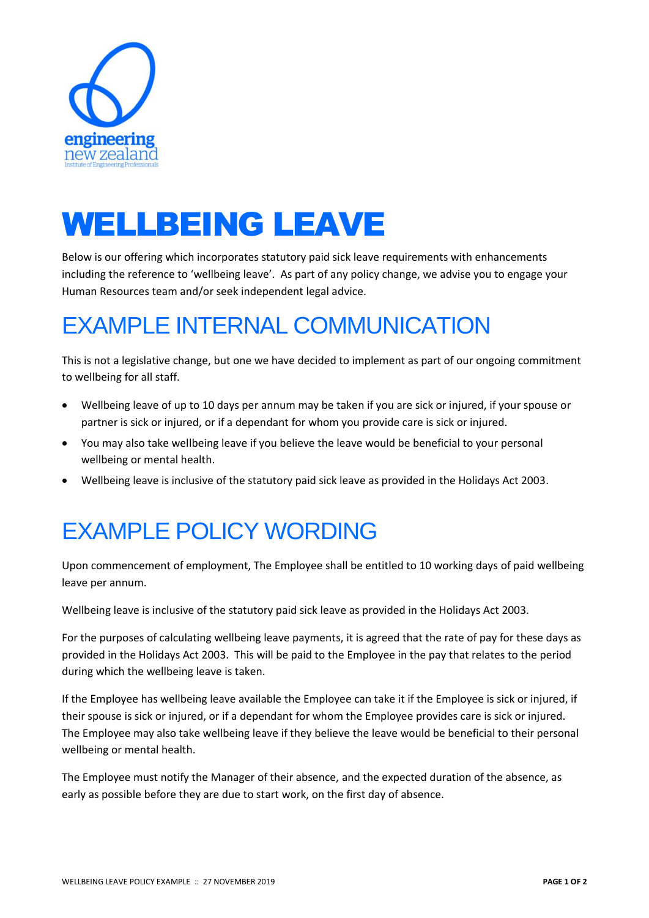# WELLBEING LEAVE

Below is our offering which incorporates statutory paid sick leave requirements with enhancements including the reference to 'wellbeing leave'. As part of any policy change, we advise you to engage your Human Resources team and/or seek independent legal advice.

## EXAMPLE INTERNAL COMMUNICATION

This is not a legislative change, but one we have decided to implement as part of our ongoing commitment to wellbeing for all staff.

- Wellbeing leave of up to 10 days per annum may be taken if you are sick or injured, if your spouse or partner is sick or injured, or if a dependant for whom you provide care is sick or injured.
- You may also take wellbeing leave if you believe the leave would be beneficial to your personal wellbeing or mental health.
- Wellbeing leave is inclusive of the statutory paid sick leave as provided in the Holidays Act 2003.

## EXAMPLE POLICY WORDING

Upon commencement of employment, The Employee shall be entitled to 10 working days of paid wellbeing leave per annum.

Wellbeing leave is inclusive of the statutory paid sick leave as provided in the Holidays Act 2003.

For the purposes of calculating wellbeing leave payments, it is agreed that the rate of pay for these days as provided in the Holidays Act 2003. This will be paid to the Employee in the pay that relates to the period during which the wellbeing leave is taken.

If the Employee has wellbeing leave available the Employee can take it if the Employee is sick or injured, if their spouse is sick or injured, or if a dependant for whom the Employee provides care is sick or injured. The Employee may also take wellbeing leave if they believe the leave would be beneficial to their personal wellbeing or mental health.

The Employee must notify the Manager of their absence, and the expected duration of the absence, as early as possible before they are due to start work, on the first day of absence.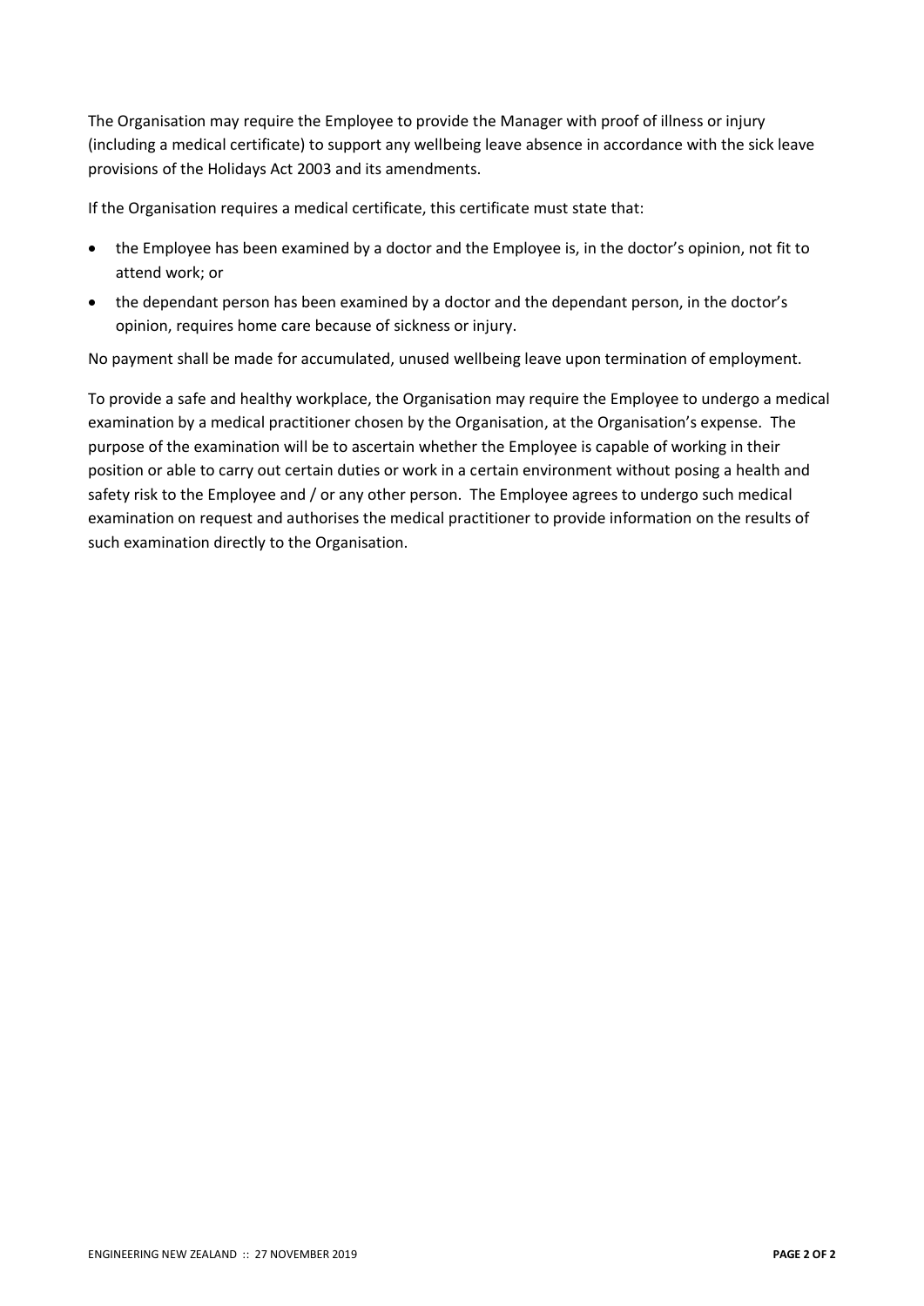The Organisation may require the Employee to provide the Manager with proof of illness or injury (including a medical certificate) to support any wellbeing leave absence in accordance with the sick leave provisions of the Holidays Act 2003 and its amendments.

If the Organisation requires a medical certificate, this certificate must state that:

- the Employee has been examined by a doctor and the Employee is, in the doctor's opinion, not fit to attend work; or
- the dependant person has been examined by a doctor and the dependant person, in the doctor's opinion, requires home care because of sickness or injury.

No payment shall be made for accumulated, unused wellbeing leave upon termination of employment.

To provide a safe and healthy workplace, the Organisation may require the Employee to undergo a medical examination by a medical practitioner chosen by the Organisation, at the Organisation's expense. The purpose of the examination will be to ascertain whether the Employee is capable of working in their position or able to carry out certain duties or work in a certain environment without posing a health and safety risk to the Employee and / or any other person. The Employee agrees to undergo such medical examination on request and authorises the medical practitioner to provide information on the results of such examination directly to the Organisation.